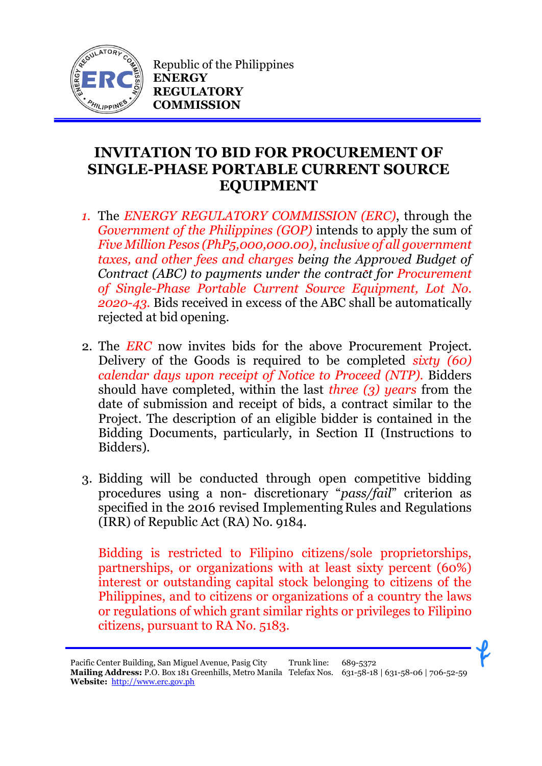Republic of the Philippines
**ENERGY REGULATORY COMMISSION**

# INVITATION TO BID FOR PROCUREMENT OF SINGLE-PHASE PORTABLE CURRENT SOURCE EQUIPMENT

1. The *ENERGY REGULATORY COMMISSION (ERC)*, through the *Government of the Philippines (GOP)* intends to apply the sum of *Five Million Pesos (PhP5,000,000.00), inclusive of all government taxes, and other fees and charges being the Approved Budget of Contract (ABC) to payments under the contract for Procurement of Single-Phase Portable Current Source Equipment, Lot No. 2020-43.* Bids received in excess of the ABC shall be automatically rejected at bid opening.

2. The *ERC* now invites bids for the above Procurement Project. Delivery of the Goods is required to be completed *sixty (60) calendar days upon receipt of Notice to Proceed (NTP).* Bidders should have completed, within the last *three (3) years* from the date of submission and receipt of bids, a contract similar to the Project. The description of an eligible bidder is contained in the Bidding Documents, particularly, in Section II (Instructions to Bidders).

3. Bidding will be conducted through open competitive bidding procedures using a non- discretionary "*pass/fail*" criterion as specified in the 2016 revised Implementing Rules and Regulations (IRR) of Republic Act (RA) No. 9184.

   Bidding is restricted to Filipino citizens/sole proprietorships, partnerships, or organizations with at least sixty percent (60%) interest or outstanding capital stock belonging to citizens of the Philippines, and to citizens or organizations of a country the laws or regulations of which grant similar rights or privileges to Filipino citizens, pursuant to RA No. 5183.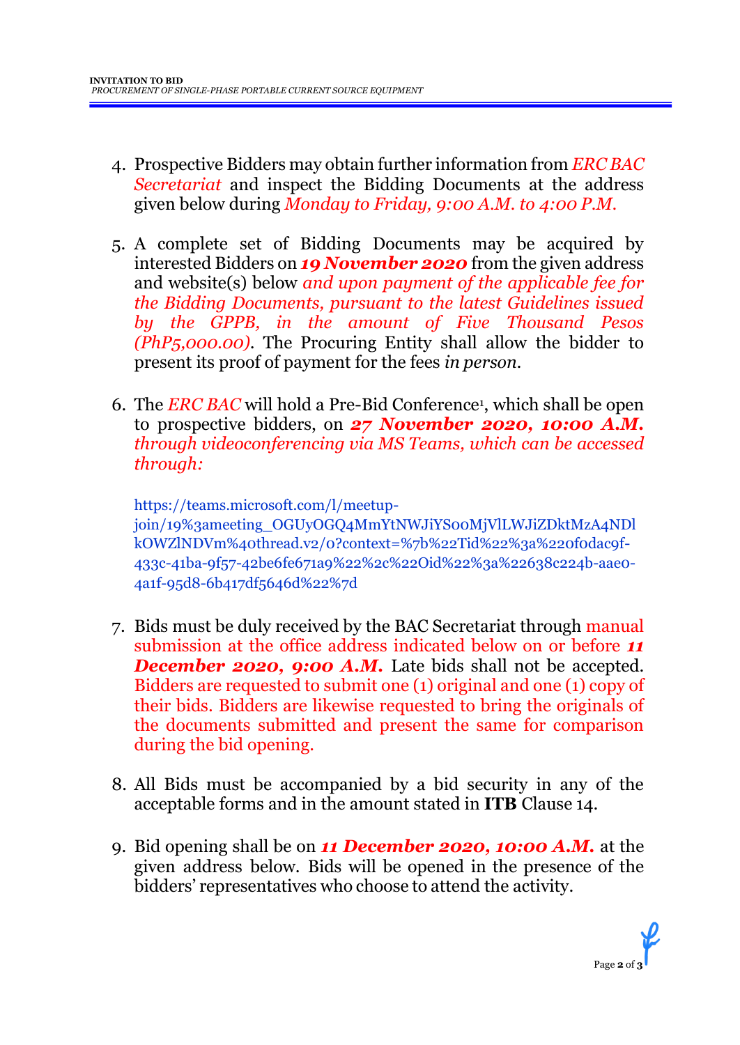4. Prospective Bidders may obtain further information from *ERC BAC Secretariat* and inspect the Bidding Documents at the address given below during *Monday to Friday, 9:00 A.M. to 4:00 P.M.*

5. A complete set of Bidding Documents may be acquired by interested Bidders on ***19 November 2020*** from the given address and website(s) below *and upon payment of the applicable fee for the Bidding Documents, pursuant to the latest Guidelines issued by the GPPB, in the amount of Five Thousand Pesos (PhP5,000.00)*. The Procuring Entity shall allow the bidder to present its proof of payment for the fees *in person*.

6. The *ERC BAC* will hold a Pre-Bid Conference[1], which shall be open to prospective bidders, on ***27 November 2020, 10:00 A.M.*** *through videoconferencing via MS Teams, which can be accessed through:*

   https://teams.microsoft.com/l/meetup-join/19%3ameeting_OGUyOGQ4MmYtNWJiYS00MjVlLWJiZDktMzA4NDlkOWZlNDVm%40thread.v2/0?context=%7b%22Tid%22%3a%220f0dac9f-433c-41ba-9f57-42be6fe671a9%22%2c%22Oid%22%3a%22638c224b-aae0-4a1f-95d8-6b417df5646d%22%7d

7. Bids must be duly received by the BAC Secretariat through manual submission at the office address indicated below on or before ***11 December 2020, 9:00 A.M.*** Late bids shall not be accepted. Bidders are requested to submit one (1) original and one (1) copy of their bids. Bidders are likewise requested to bring the originals of the documents submitted and present the same for comparison during the bid opening.

8. All Bids must be accompanied by a bid security in any of the acceptable forms and in the amount stated in **ITB** Clause 14.

9. Bid opening shall be on ***11 December 2020, 10:00 A.M.*** at the given address below. Bids will be opened in the presence of the bidders' representatives who choose to attend the activity.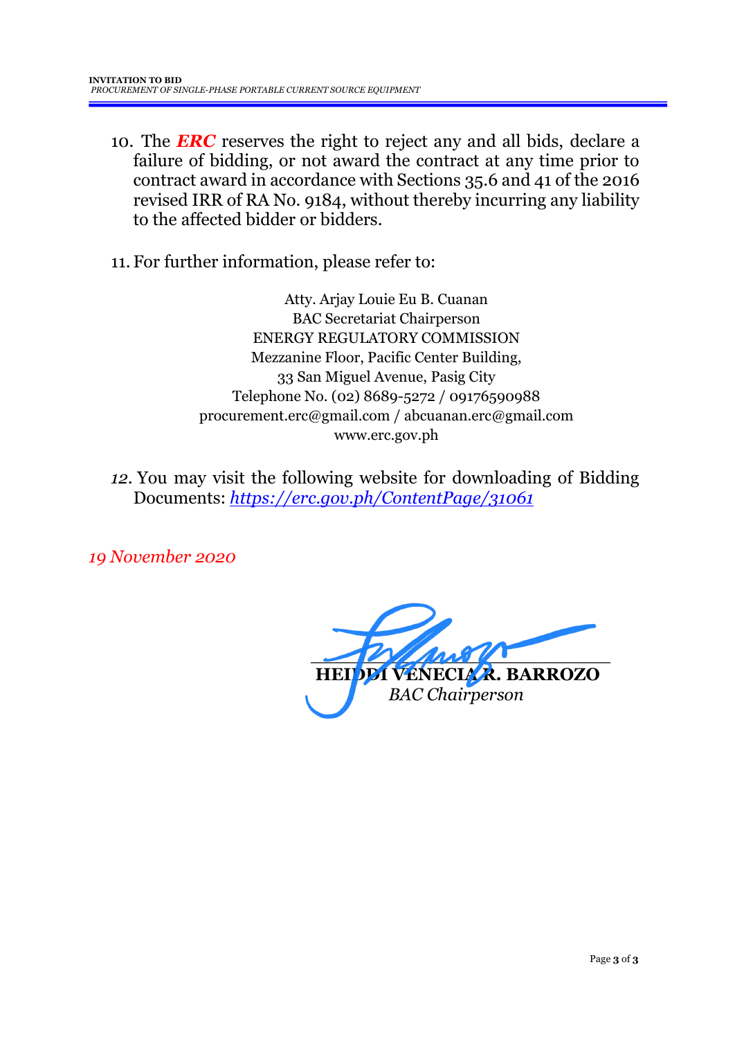10. The ***ERC*** reserves the right to reject any and all bids, declare a failure of bidding, or not award the contract at any time prior to contract award in accordance with Sections 35.6 and 41 of the 2016 revised IRR of RA No. 9184, without thereby incurring any liability to the affected bidder or bidders.

11. For further information, please refer to:

Atty. Arjay Louie Eu B. Cuanan
BAC Secretariat Chairperson
ENERGY REGULATORY COMMISSION
Mezzanine Floor, Pacific Center Building,
33 San Miguel Avenue, Pasig City
Telephone No. (02) 8689-5272 / 09176590988
procurement.erc@gmail.com / abcuanan.erc@gmail.com
www.erc.gov.ph

12. You may visit the following website for downloading of Bidding Documents: *https://erc.gov.ph/ContentPage/31061*

*19 November 2020*

**HEIDDI VENECIA R. BARROZO**
*BAC Chairperson*